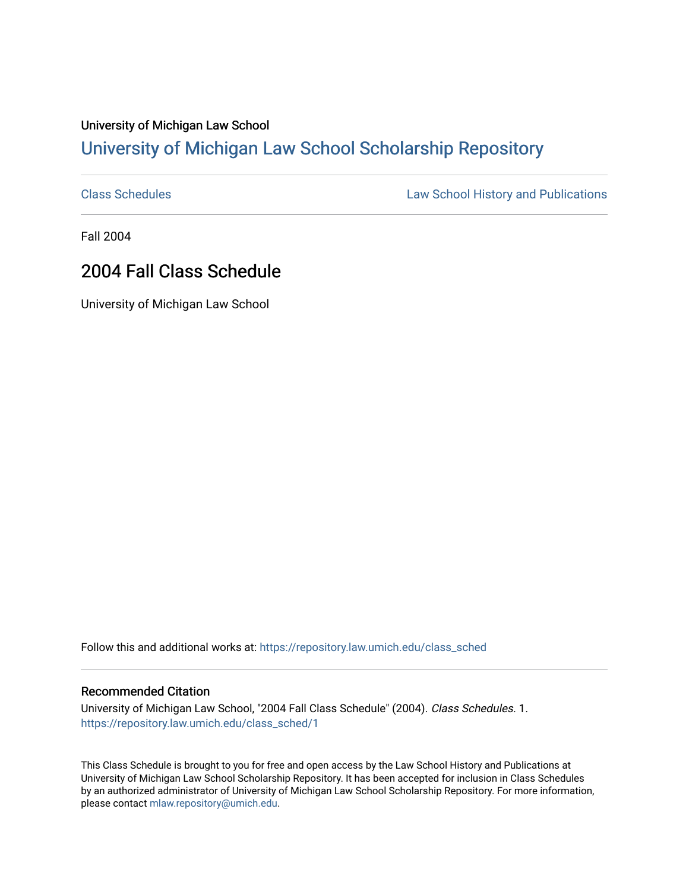University of Michigan Law School

# University of Michigan Law School Scholarship Repository

Class Schedules

Law School History and Publications

Fall 2004

## 2004 Fall Class Schedule

University of Michigan Law School

Follow this and additional works at: https://repository.law.umich.edu/class_sched

### Recommended Citation

University of Michigan Law School, "2004 Fall Class Schedule" (2004). *Class Schedules*. 1. https://repository.law.umich.edu/class_sched/1

This Class Schedule is brought to you for free and open access by the Law School History and Publications at University of Michigan Law School Scholarship Repository. It has been accepted for inclusion in Class Schedules by an authorized administrator of University of Michigan Law School Scholarship Repository. For more information, please contact mlaw.repository@umich.edu.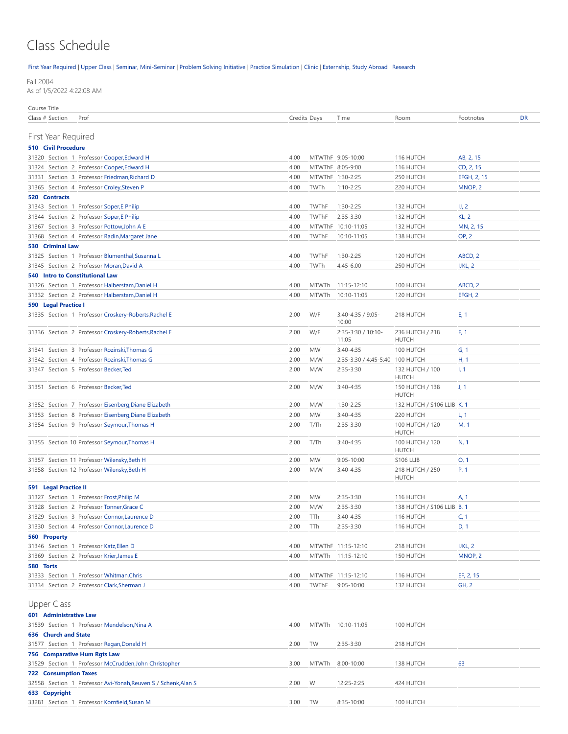# Class Schedule

First Year Required | Upper Class | Seminar, Mini-Seminar | Problem Solving Initiative | Practice Simulation | Clinic | Externship, Study Abroad | Research

Fall 2004
As of 1/5/2022 4:22:08 AM

| Class # | Section | Prof | Credits | Days | Time | Room | Footnotes | DR |
|---|---|---|---|---|---|---|---|---|
| **First Year Required** | | | | | | | | |
| **510 Civil Procedure** | | | | | | | | |
| 31320 | Section 1 | Professor Cooper,Edward H | 4.00 | MTWThF | 9:05-10:00 | 116 HUTCH | AB, 2, 15 | |
| 31324 | Section 2 | Professor Cooper,Edward H | 4.00 | MTWThF | 8:05-9:00 | 116 HUTCH | CD, 2, 15 | |
| 31331 | Section 3 | Professor Friedman,Richard D | 4.00 | MTWThF | 1:30-2:25 | 250 HUTCH | EFGH, 2, 15 | |
| 31365 | Section 4 | Professor Croley,Steven P | 4.00 | TWTh | 1:10-2:25 | 220 HUTCH | MNOP, 2 | |
| **520 Contracts** | | | | | | | | |
| 31343 | Section 1 | Professor Soper,E Philip | 4.00 | TWThF | 1:30-2:25 | 132 HUTCH | IJ, 2 | |
| 31344 | Section 2 | Professor Soper,E Philip | 4.00 | TWThF | 2:35-3:30 | 132 HUTCH | KL, 2 | |
| 31367 | Section 3 | Professor Pottow,John A E | 4.00 | MTWThF | 10:10-11:05 | 132 HUTCH | MN, 2, 15 | |
| 31368 | Section 4 | Professor Radin,Margaret Jane | 4.00 | TWThF | 10:10-11:05 | 138 HUTCH | OP, 2 | |
| **530 Criminal Law** | | | | | | | | |
| 31325 | Section 1 | Professor Blumenthal,Susanna L | 4.00 | TWThF | 1:30-2:25 | 120 HUTCH | ABCD, 2 | |
| 31345 | Section 2 | Professor Moran,David A | 4.00 | TWTh | 4:45-6:00 | 250 HUTCH | IJKL, 2 | |
| **540 Intro to Constitutional Law** | | | | | | | | |
| 31326 | Section 1 | Professor Halberstam,Daniel H | 4.00 | MTWTh | 11:15-12:10 | 100 HUTCH | ABCD, 2 | |
| 31332 | Section 2 | Professor Halberstam,Daniel H | 4.00 | MTWTh | 10:10-11:05 | 120 HUTCH | EFGH, 2 | |
| **590 Legal Practice I** | | | | | | | | |
| 31335 | Section 1 | Professor Croskery-Roberts,Rachel E | 2.00 | W/F | 3:40-4:35 / 9:05-10:00 | 218 HUTCH | E, 1 | |
| 31336 | Section 2 | Professor Croskery-Roberts,Rachel E | 2.00 | W/F | 2:35-3:30 / 10:10-11:05 | 236 HUTCH / 218 HUTCH | F, 1 | |
| 31341 | Section 3 | Professor Rozinski,Thomas G | 2.00 | MW | 3:40-4:35 | 100 HUTCH | G, 1 | |
| 31342 | Section 4 | Professor Rozinski,Thomas G | 2.00 | M/W | 2:35-3:30 / 4:45-5:40 | 100 HUTCH | H, 1 | |
| 31347 | Section 5 | Professor Becker,Ted | 2.00 | M/W | 2:35-3:30 | 132 HUTCH / 100 HUTCH | I, 1 | |
| 31351 | Section 6 | Professor Becker,Ted | 2.00 | M/W | 3:40-4:35 | 150 HUTCH / 138 HUTCH | J, 1 | |
| 31352 | Section 7 | Professor Eisenberg,Diane Elizabeth | 2.00 | M/W | 1:30-2:25 | 132 HUTCH / S106 LLIB | K, 1 | |
| 31353 | Section 8 | Professor Eisenberg,Diane Elizabeth | 2.00 | MW | 3:40-4:35 | 220 HUTCH | L, 1 | |
| 31354 | Section 9 | Professor Seymour,Thomas H | 2.00 | T/Th | 2:35-3:30 | 100 HUTCH / 120 HUTCH | M, 1 | |
| 31355 | Section 10 | Professor Seymour,Thomas H | 2.00 | T/Th | 3:40-4:35 | 100 HUTCH / 120 HUTCH | N, 1 | |
| 31357 | Section 11 | Professor Wilensky,Beth H | 2.00 | MW | 9:05-10:00 | S106 LLIB | O, 1 | |
| 31358 | Section 12 | Professor Wilensky,Beth H | 2.00 | M/W | 3:40-4:35 | 218 HUTCH / 250 HUTCH | P, 1 | |
| **591 Legal Practice II** | | | | | | | | |
| 31327 | Section 1 | Professor Frost,Philip M | 2.00 | MW | 2:35-3:30 | 116 HUTCH | A, 1 | |
| 31328 | Section 2 | Professor Tonner,Grace C | 2.00 | M/W | 2:35-3:30 | 138 HUTCH / S106 LLIB | B, 1 | |
| 31329 | Section 3 | Professor Connor,Laurence D | 2.00 | TTh | 3:40-4:35 | 116 HUTCH | C, 1 | |
| 31330 | Section 4 | Professor Connor,Laurence D | 2.00 | TTh | 2:35-3:30 | 116 HUTCH | D, 1 | |
| **560 Property** | | | | | | | | |
| 31346 | Section 1 | Professor Katz,Ellen D | 4.00 | MTWThF | 11:15-12:10 | 218 HUTCH | IJKL, 2 | |
| 31369 | Section 2 | Professor Krier,James E | 4.00 | MTWTh | 11:15-12:10 | 150 HUTCH | MNOP, 2 | |
| **580 Torts** | | | | | | | | |
| 31333 | Section 1 | Professor Whitman,Chris | 4.00 | MTWThF | 11:15-12:10 | 116 HUTCH | EF, 2, 15 | |
| 31334 | Section 2 | Professor Clark,Sherman J | 4.00 | TWThF | 9:05-10:00 | 132 HUTCH | GH, 2 | |
| **Upper Class** | | | | | | | | |
| **601 Administrative Law** | | | | | | | | |
| 31539 | Section 1 | Professor Mendelson,Nina A | 4.00 | MTWTh | 10:10-11:05 | 100 HUTCH | | |
| **636 Church and State** | | | | | | | | |
| 31577 | Section 1 | Professor Regan,Donald H | 2.00 | TW | 2:35-3:30 | 218 HUTCH | | |
| **756 Comparative Hum Rgts Law** | | | | | | | | |
| 31529 | Section 1 | Professor McCrudden,John Christopher | 3.00 | MTWTh | 8:00-10:00 | 138 HUTCH | 63 | |
| **722 Consumption Taxes** | | | | | | | | |
| 32558 | Section 1 | Professor Avi-Yonah,Reuven S / Schenk,Alan S | 2.00 | W | 12:25-2:25 | 424 HUTCH | | |
| **633 Copyright** | | | | | | | | |
| 33281 | Section 1 | Professor Kornfield,Susan M | 3.00 | TW | 8:35-10:00 | 100 HUTCH | | |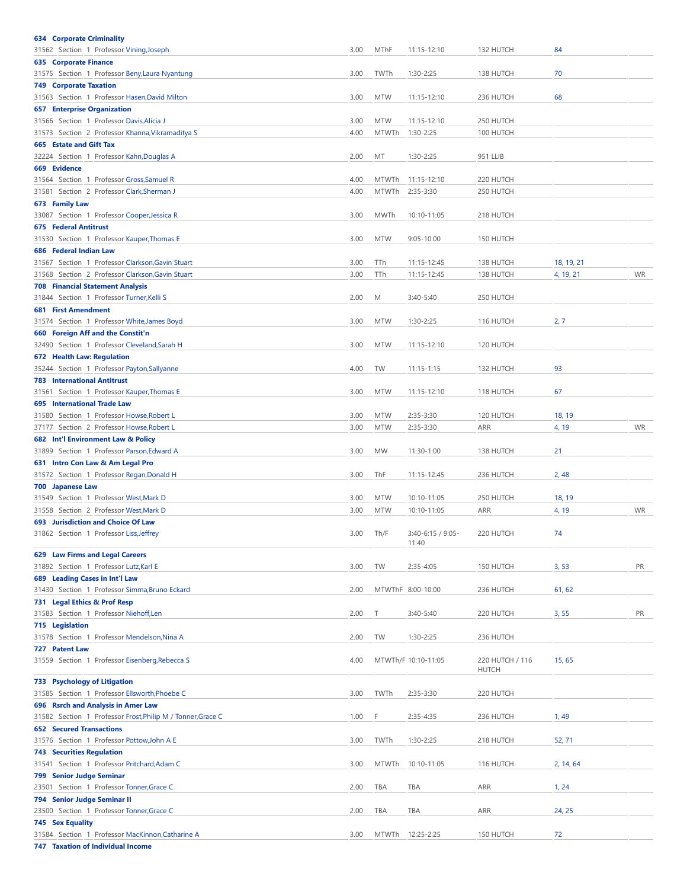| Course / Section | Credits | Days | Time | Location | Notes | |
|---|---|---|---|---|---|---|
| **634 Corporate Criminality** | | | | | | |
| 31562 Section 1 Professor Vining,Joseph | 3.00 | MThF | 11:15-12:10 | 132 HUTCH | 84 | |
| **635 Corporate Finance** | | | | | | |
| 31575 Section 1 Professor Beny,Laura Nyantung | 3.00 | TWTh | 1:30-2:25 | 138 HUTCH | 70 | |
| **749 Corporate Taxation** | | | | | | |
| 31563 Section 1 Professor Hasen,David Milton | 3.00 | MTW | 11:15-12:10 | 236 HUTCH | 68 | |
| **657 Enterprise Organization** | | | | | | |
| 31566 Section 1 Professor Davis,Alicia J | 3.00 | MTW | 11:15-12:10 | 250 HUTCH | | |
| 31573 Section 2 Professor Khanna,Vikramaditya S | 4.00 | MTWTh | 1:30-2:25 | 100 HUTCH | | |
| **665 Estate and Gift Tax** | | | | | | |
| 32224 Section 1 Professor Kahn,Douglas A | 2.00 | MT | 1:30-2:25 | 951 LLIB | | |
| **669 Evidence** | | | | | | |
| 31564 Section 1 Professor Gross,Samuel R | 4.00 | MTWTh | 11:15-12:10 | 220 HUTCH | | |
| 31581 Section 2 Professor Clark,Sherman J | 4.00 | MTWTh | 2:35-3:30 | 250 HUTCH | | |
| **673 Family Law** | | | | | | |
| 33087 Section 1 Professor Cooper,Jessica R | 3.00 | MWTh | 10:10-11:05 | 218 HUTCH | | |
| **675 Federal Antitrust** | | | | | | |
| 31530 Section 1 Professor Kauper,Thomas E | 3.00 | MTW | 9:05-10:00 | 150 HUTCH | | |
| **686 Federal Indian Law** | | | | | | |
| 31567 Section 1 Professor Clarkson,Gavin Stuart | 3.00 | TTh | 11:15-12:45 | 138 HUTCH | 18, 19, 21 | |
| 31568 Section 2 Professor Clarkson,Gavin Stuart | 3.00 | TTh | 11:15-12:45 | 138 HUTCH | 4, 19, 21 | WR |
| **708 Financial Statement Analysis** | | | | | | |
| 31844 Section 1 Professor Turner,Kelli S | 2.00 | M | 3:40-5:40 | 250 HUTCH | | |
| **681 First Amendment** | | | | | | |
| 31574 Section 1 Professor White,James Boyd | 3.00 | MTW | 1:30-2:25 | 116 HUTCH | 2, 7 | |
| **660 Foreign Aff and the Constit'n** | | | | | | |
| 32490 Section 1 Professor Cleveland,Sarah H | 3.00 | MTW | 11:15-12:10 | 120 HUTCH | | |
| **672 Health Law: Regulation** | | | | | | |
| 35244 Section 1 Professor Payton,Sallyanne | 4.00 | TW | 11:15-1:15 | 132 HUTCH | 93 | |
| **783 International Antitrust** | | | | | | |
| 31561 Section 1 Professor Kauper,Thomas E | 3.00 | MTW | 11:15-12:10 | 118 HUTCH | 67 | |
| **695 International Trade Law** | | | | | | |
| 31580 Section 1 Professor Howse,Robert L | 3.00 | MTW | 2:35-3:30 | 120 HUTCH | 18, 19 | |
| 37177 Section 2 Professor Howse,Robert L | 3.00 | MTW | 2:35-3:30 | ARR | 4, 19 | WR |
| **682 Int'l Environment Law & Policy** | | | | | | |
| 31899 Section 1 Professor Parson,Edward A | 3.00 | MW | 11:30-1:00 | 138 HUTCH | 21 | |
| **631 Intro Con Law & Am Legal Pro** | | | | | | |
| 31572 Section 1 Professor Regan,Donald H | 3.00 | ThF | 11:15-12:45 | 236 HUTCH | 2, 48 | |
| **700 Japanese Law** | | | | | | |
| 31549 Section 1 Professor West,Mark D | 3.00 | MTW | 10:10-11:05 | 250 HUTCH | 18, 19 | |
| 31558 Section 2 Professor West,Mark D | 3.00 | MTW | 10:10-11:05 | ARR | 4, 19 | WR |
| **693 Jurisdiction and Choice Of Law** | | | | | | |
| 31862 Section 1 Professor Liss,Jeffrey | 3.00 | Th/F | 3:40-6:15 / 9:05-11:40 | 220 HUTCH | 74 | |
| **629 Law Firms and Legal Careers** | | | | | | |
| 31892 Section 1 Professor Lutz,Karl E | 3.00 | TW | 2:35-4:05 | 150 HUTCH | 3, 53 | PR |
| **689 Leading Cases in Int'l Law** | | | | | | |
| 31430 Section 1 Professor Simma,Bruno Eckard | 2.00 | MTWThF | 8:00-10:00 | 236 HUTCH | 61, 62 | |
| **731 Legal Ethics & Prof Resp** | | | | | | |
| 31583 Section 1 Professor Niehoff,Len | 2.00 | T | 3:40-5:40 | 220 HUTCH | 3, 55 | PR |
| **715 Legislation** | | | | | | |
| 31578 Section 1 Professor Mendelson,Nina A | 2.00 | TW | 1:30-2:25 | 236 HUTCH | | |
| **727 Patent Law** | | | | | | |
| 31559 Section 1 Professor Eisenberg,Rebecca S | 4.00 | MTWTh/F | 10:10-11:05 | 220 HUTCH / 116 HUTCH | 15, 65 | |
| **733 Psychology of Litigation** | | | | | | |
| 31585 Section 1 Professor Ellsworth,Phoebe C | 3.00 | TWTh | 2:35-3:30 | 220 HUTCH | | |
| **696 Rsrch and Analysis in Amer Law** | | | | | | |
| 31582 Section 1 Professor Frost,Philip M / Tonner,Grace C | 1.00 | F | 2:35-4:35 | 236 HUTCH | 1, 49 | |
| **652 Secured Transactions** | | | | | | |
| 31576 Section 1 Professor Pottow,John A E | 3.00 | TWTh | 1:30-2:25 | 218 HUTCH | 52, 71 | |
| **743 Securities Regulation** | | | | | | |
| 31541 Section 1 Professor Pritchard,Adam C | 3.00 | MTWTh | 10:10-11:05 | 116 HUTCH | 2, 14, 64 | |
| **799 Senior Judge Seminar** | | | | | | |
| 23501 Section 1 Professor Tonner,Grace C | 2.00 | TBA | TBA | ARR | 1, 24 | |
| **794 Senior Judge Seminar II** | | | | | | |
| 23500 Section 1 Professor Tonner,Grace C | 2.00 | TBA | TBA | ARR | 24, 25 | |
| **745 Sex Equality** | | | | | | |
| 31584 Section 1 Professor MacKinnon,Catharine A | 3.00 | MTWTh | 12:25-2:25 | 150 HUTCH | 72 | |
| **747 Taxation of Individual Income** | | | | | | |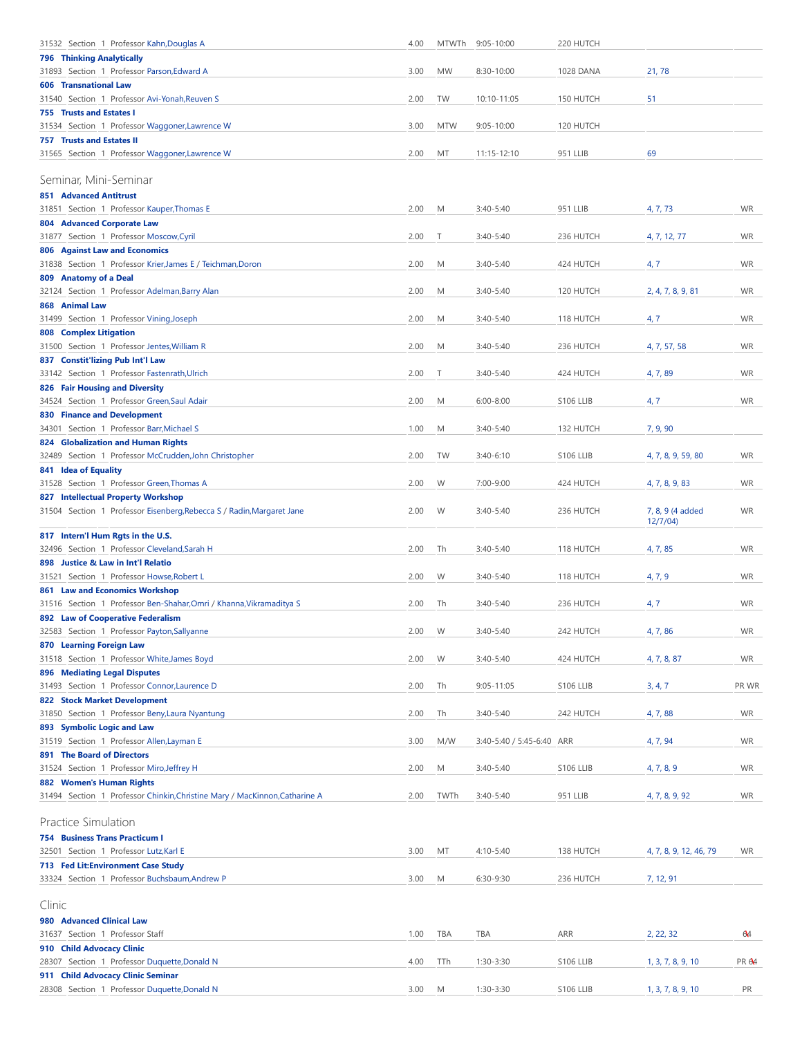| Course | Credits | Days | Time | Room | Notes | |
|---|---|---|---|---|---|---|
| 31532 Section 1 Professor Kahn,Douglas A | 4.00 | MTWTh | 9:05-10:00 | 220 HUTCH | | |
| **796 Thinking Analytically** | | | | | | |
| 31893 Section 1 Professor Parson,Edward A | 3.00 | MW | 8:30-10:00 | 1028 DANA | 21, 78 | |
| **606 Transnational Law** | | | | | | |
| 31540 Section 1 Professor Avi-Yonah,Reuven S | 2.00 | TW | 10:10-11:05 | 150 HUTCH | 51 | |
| **755 Trusts and Estates I** | | | | | | |
| 31534 Section 1 Professor Waggoner,Lawrence W | 3.00 | MTW | 9:05-10:00 | 120 HUTCH | | |
| **757 Trusts and Estates II** | | | | | | |
| 31565 Section 1 Professor Waggoner,Lawrence W | 2.00 | MT | 11:15-12:10 | 951 LLIB | 69 | |

## Seminar, Mini-Seminar

| Course | Credits | Days | Time | Room | Notes | |
|---|---|---|---|---|---|---|
| **851 Advanced Antitrust** | | | | | | |
| 31851 Section 1 Professor Kauper,Thomas E | 2.00 | M | 3:40-5:40 | 951 LLIB | 4, 7, 73 | WR |
| **804 Advanced Corporate Law** | | | | | | |
| 31877 Section 1 Professor Moscow,Cyril | 2.00 | T | 3:40-5:40 | 236 HUTCH | 4, 7, 12, 77 | WR |
| **806 Against Law and Economics** | | | | | | |
| 31838 Section 1 Professor Krier,James E / Teichman,Doron | 2.00 | M | 3:40-5:40 | 424 HUTCH | 4, 7 | WR |
| **809 Anatomy of a Deal** | | | | | | |
| 32124 Section 1 Professor Adelman,Barry Alan | 2.00 | M | 3:40-5:40 | 120 HUTCH | 2, 4, 7, 8, 9, 81 | WR |
| **868 Animal Law** | | | | | | |
| 31499 Section 1 Professor Vining,Joseph | 2.00 | M | 3:40-5:40 | 118 HUTCH | 4, 7 | WR |
| **808 Complex Litigation** | | | | | | |
| 31500 Section 1 Professor Jentes,William R | 2.00 | M | 3:40-5:40 | 236 HUTCH | 4, 7, 57, 58 | WR |
| **837 Constit'lizing Pub Int'l Law** | | | | | | |
| 33142 Section 1 Professor Fastenrath,Ulrich | 2.00 | T | 3:40-5:40 | 424 HUTCH | 4, 7, 89 | WR |
| **826 Fair Housing and Diversity** | | | | | | |
| 34524 Section 1 Professor Green,Saul Adair | 2.00 | M | 6:00-8:00 | S106 LLIB | 4, 7 | WR |
| **830 Finance and Development** | | | | | | |
| 34301 Section 1 Professor Barr,Michael S | 1.00 | M | 3:40-5:40 | 132 HUTCH | 7, 9, 90 | |
| **824 Globalization and Human Rights** | | | | | | |
| 32489 Section 1 Professor McCrudden,John Christopher | 2.00 | TW | 3:40-6:10 | S106 LLIB | 4, 7, 8, 9, 59, 80 | WR |
| **841 Idea of Equality** | | | | | | |
| 31528 Section 1 Professor Green,Thomas A | 2.00 | W | 7:00-9:00 | 424 HUTCH | 4, 7, 8, 9, 83 | WR |
| **827 Intellectual Property Workshop** | | | | | | |
| 31504 Section 1 Professor Eisenberg,Rebecca S / Radin,Margaret Jane | 2.00 | W | 3:40-5:40 | 236 HUTCH | 7, 8, 9 (4 added 12/7/04) | WR |
| **817 Intern'l Hum Rgts in the U.S.** | | | | | | |
| 32496 Section 1 Professor Cleveland,Sarah H | 2.00 | Th | 3:40-5:40 | 118 HUTCH | 4, 7, 85 | WR |
| **898 Justice & Law in Int'l Relatio** | | | | | | |
| 31521 Section 1 Professor Howse,Robert L | 2.00 | W | 3:40-5:40 | 118 HUTCH | 4, 7, 9 | WR |
| **861 Law and Economics Workshop** | | | | | | |
| 31516 Section 1 Professor Ben-Shahar,Omri / Khanna,Vikramaditya S | 2.00 | Th | 3:40-5:40 | 236 HUTCH | 4, 7 | WR |
| **892 Law of Cooperative Federalism** | | | | | | |
| 32583 Section 1 Professor Payton,Sallyanne | 2.00 | W | 3:40-5:40 | 242 HUTCH | 4, 7, 86 | WR |
| **870 Learning Foreign Law** | | | | | | |
| 31518 Section 1 Professor White,James Boyd | 2.00 | W | 3:40-5:40 | 424 HUTCH | 4, 7, 8, 87 | WR |
| **896 Mediating Legal Disputes** | | | | | | |
| 31493 Section 1 Professor Connor,Laurence D | 2.00 | Th | 9:05-11:05 | S106 LLIB | 3, 4, 7 | PR WR |
| **822 Stock Market Development** | | | | | | |
| 31850 Section 1 Professor Beny,Laura Nyantung | 2.00 | Th | 3:40-5:40 | 242 HUTCH | 4, 7, 88 | WR |
| **893 Symbolic Logic and Law** | | | | | | |
| 31519 Section 1 Professor Allen,Layman E | 3.00 | M/W | 3:40-5:40 / 5:45-6:40 | ARR | 4, 7, 94 | WR |
| **891 The Board of Directors** | | | | | | |
| 31524 Section 1 Professor Miro,Jeffrey H | 2.00 | M | 3:40-5:40 | S106 LLIB | 4, 7, 8, 9 | WR |
| **882 Women's Human Rights** | | | | | | |
| 31494 Section 1 Professor Chinkin,Christine Mary / MacKinnon,Catharine A | 2.00 | TWTh | 3:40-5:40 | 951 LLIB | 4, 7, 8, 9, 92 | WR |

## Practice Simulation

| Course | Credits | Days | Time | Room | Notes | |
|---|---|---|---|---|---|---|
| **754 Business Trans Practicum I** | | | | | | |
| 32501 Section 1 Professor Lutz,Karl E | 3.00 | MT | 4:10-5:40 | 138 HUTCH | 4, 7, 8, 9, 12, 46, 79 | WR |
| **713 Fed Lit:Environment Case Study** | | | | | | |
| 33324 Section 1 Professor Buchsbaum,Andrew P | 3.00 | M | 6:30-9:30 | 236 HUTCH | 7, 12, 91 | |

## Clinic

| Course | Credits | Days | Time | Room | Notes | |
|---|---|---|---|---|---|---|
| **980 Advanced Clinical Law** | | | | | | |
| 31637 Section 1 Professor Staff | 1.00 | TBA | TBA | ARR | 2, 22, 32 | 04 |
| **910 Child Advocacy Clinic** | | | | | | |
| 28307 Section 1 Professor Duquette,Donald N | 4.00 | TTh | 1:30-3:30 | S106 LLIB | 1, 3, 7, 8, 9, 10 | PR 04 |
| **911 Child Advocacy Clinic Seminar** | | | | | | |
| 28308 Section 1 Professor Duquette,Donald N | 3.00 | M | 1:30-3:30 | S106 LLIB | 1, 3, 7, 8, 9, 10 | PR |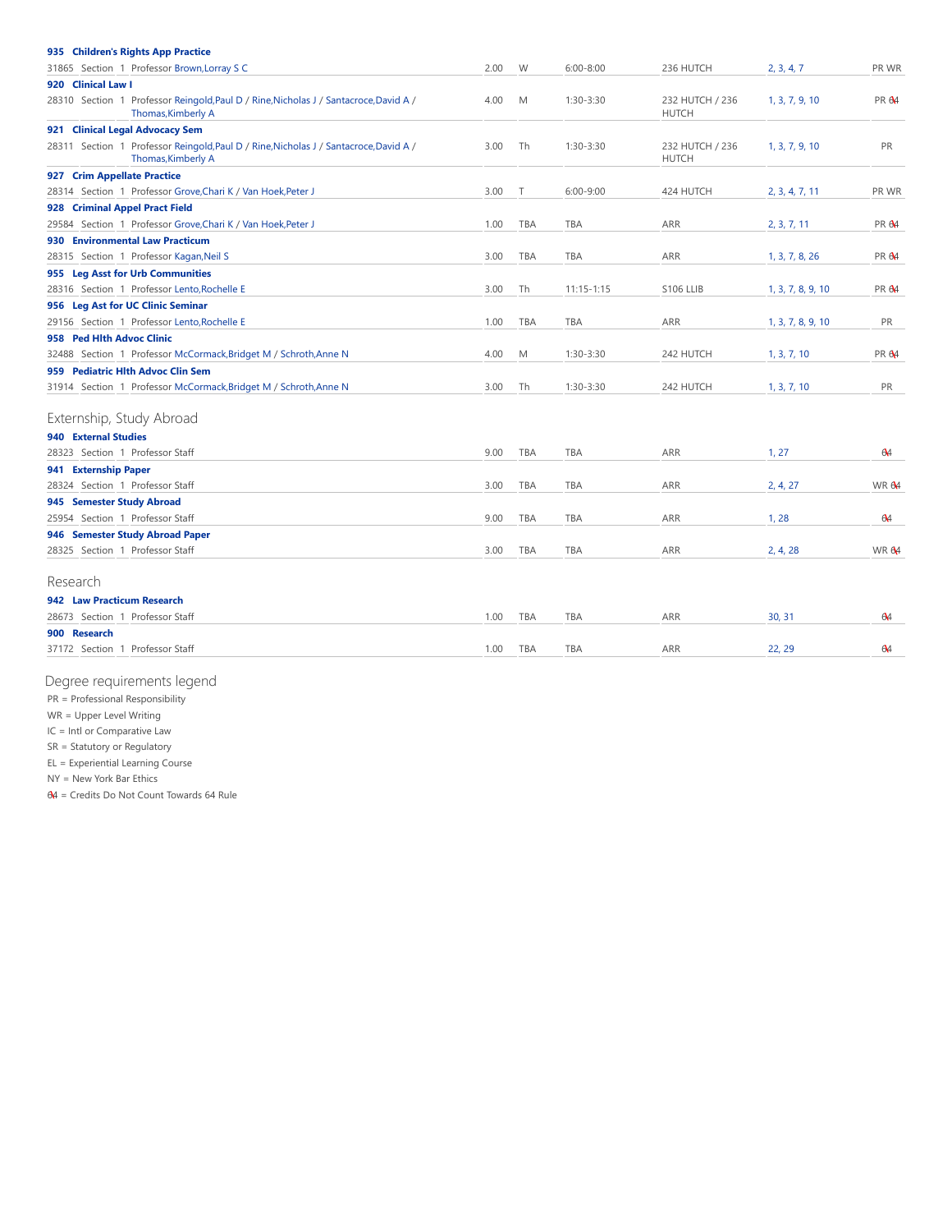| | | | | | | |
|---|---|---|---|---|---|---|
| **935 Children's Rights App Practice** | | | | | | |
| 31865 Section 1 Professor Brown,Lorray S C | 2.00 | W | 6:00-8:00 | 236 HUTCH | 2, 3, 4, 7 | PR WR |
| **920 Clinical Law I** | | | | | | |
| 28310 Section 1 Professor Reingold,Paul D / Rine,Nicholas J / Santacroce,David A / Thomas,Kimberly A | 4.00 | M | 1:30-3:30 | 232 HUTCH / 236 HUTCH | 1, 3, 7, 9, 10 | PR 64 |
| **921 Clinical Legal Advocacy Sem** | | | | | | |
| 28311 Section 1 Professor Reingold,Paul D / Rine,Nicholas J / Santacroce,David A / Thomas,Kimberly A | 3.00 | Th | 1:30-3:30 | 232 HUTCH / 236 HUTCH | 1, 3, 7, 9, 10 | PR |
| **927 Crim Appellate Practice** | | | | | | |
| 28314 Section 1 Professor Grove,Chari K / Van Hoek,Peter J | 3.00 | T | 6:00-9:00 | 424 HUTCH | 2, 3, 4, 7, 11 | PR WR |
| **928 Criminal Appel Pract Field** | | | | | | |
| 29584 Section 1 Professor Grove,Chari K / Van Hoek,Peter J | 1.00 | TBA | TBA | ARR | 2, 3, 7, 11 | PR 64 |
| **930 Environmental Law Practicum** | | | | | | |
| 28315 Section 1 Professor Kagan,Neil S | 3.00 | TBA | TBA | ARR | 1, 3, 7, 8, 26 | PR 64 |
| **955 Leg Asst for Urb Communities** | | | | | | |
| 28316 Section 1 Professor Lento,Rochelle E | 3.00 | Th | 11:15-1:15 | S106 LLIB | 1, 3, 7, 8, 9, 10 | PR 64 |
| **956 Leg Ast for UC Clinic Seminar** | | | | | | |
| 29156 Section 1 Professor Lento,Rochelle E | 1.00 | TBA | TBA | ARR | 1, 3, 7, 8, 9, 10 | PR |
| **958 Ped Hlth Advoc Clinic** | | | | | | |
| 32488 Section 1 Professor McCormack,Bridget M / Schroth,Anne N | 4.00 | M | 1:30-3:30 | 242 HUTCH | 1, 3, 7, 10 | PR 64 |
| **959 Pediatric Hlth Advoc Clin Sem** | | | | | | |
| 31914 Section 1 Professor McCormack,Bridget M / Schroth,Anne N | 3.00 | Th | 1:30-3:30 | 242 HUTCH | 1, 3, 7, 10 | PR |

## Externship, Study Abroad

| | | | | | | |
|---|---|---|---|---|---|---|
| **940 External Studies** | | | | | | |
| 28323 Section 1 Professor Staff | 9.00 | TBA | TBA | ARR | 1, 27 | 64 |
| **941 Externship Paper** | | | | | | |
| 28324 Section 1 Professor Staff | 3.00 | TBA | TBA | ARR | 2, 4, 27 | WR 64 |
| **945 Semester Study Abroad** | | | | | | |
| 25954 Section 1 Professor Staff | 9.00 | TBA | TBA | ARR | 1, 28 | 64 |
| **946 Semester Study Abroad Paper** | | | | | | |
| 28325 Section 1 Professor Staff | 3.00 | TBA | TBA | ARR | 2, 4, 28 | WR 64 |

## Research

| | | | | | | |
|---|---|---|---|---|---|---|
| **942 Law Practicum Research** | | | | | | |
| 28673 Section 1 Professor Staff | 1.00 | TBA | TBA | ARR | 30, 31 | 64 |
| **900 Research** | | | | | | |
| 37172 Section 1 Professor Staff | 1.00 | TBA | TBA | ARR | 22, 29 | 64 |

## Degree requirements legend

PR = Professional Responsibility
WR = Upper Level Writing
IC = Intl or Comparative Law
SR = Statutory or Regulatory
EL = Experiential Learning Course
NY = New York Bar Ethics
64 = Credits Do Not Count Towards 64 Rule